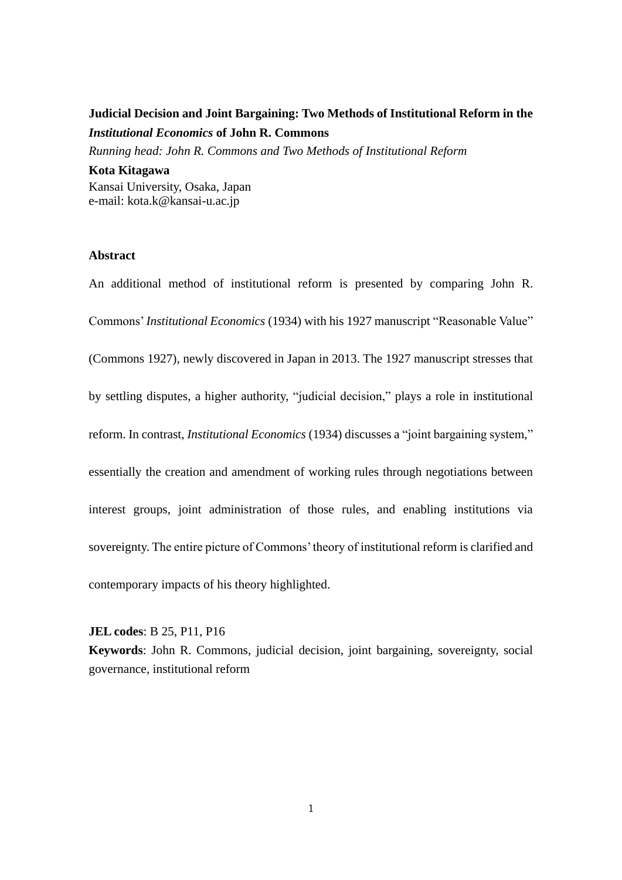# Judicial Decision and Joint Bargaining: Two Methods of Institutional Reform in the *Institutional Economics* of John R. Commons

*Running head: John R. Commons and Two Methods of Institutional Reform*

**Kota Kitagawa**
Kansai University, Osaka, Japan
e-mail: kota.k@kansai-u.ac.jp

## Abstract

An additional method of institutional reform is presented by comparing John R. Commons' *Institutional Economics* (1934) with his 1927 manuscript "Reasonable Value" (Commons 1927), newly discovered in Japan in 2013. The 1927 manuscript stresses that by settling disputes, a higher authority, "judicial decision," plays a role in institutional reform. In contrast, *Institutional Economics* (1934) discusses a "joint bargaining system," essentially the creation and amendment of working rules through negotiations between interest groups, joint administration of those rules, and enabling institutions via sovereignty. The entire picture of Commons' theory of institutional reform is clarified and contemporary impacts of his theory highlighted.

**JEL codes**: B 25, P11, P16

**Keywords**: John R. Commons, judicial decision, joint bargaining, sovereignty, social governance, institutional reform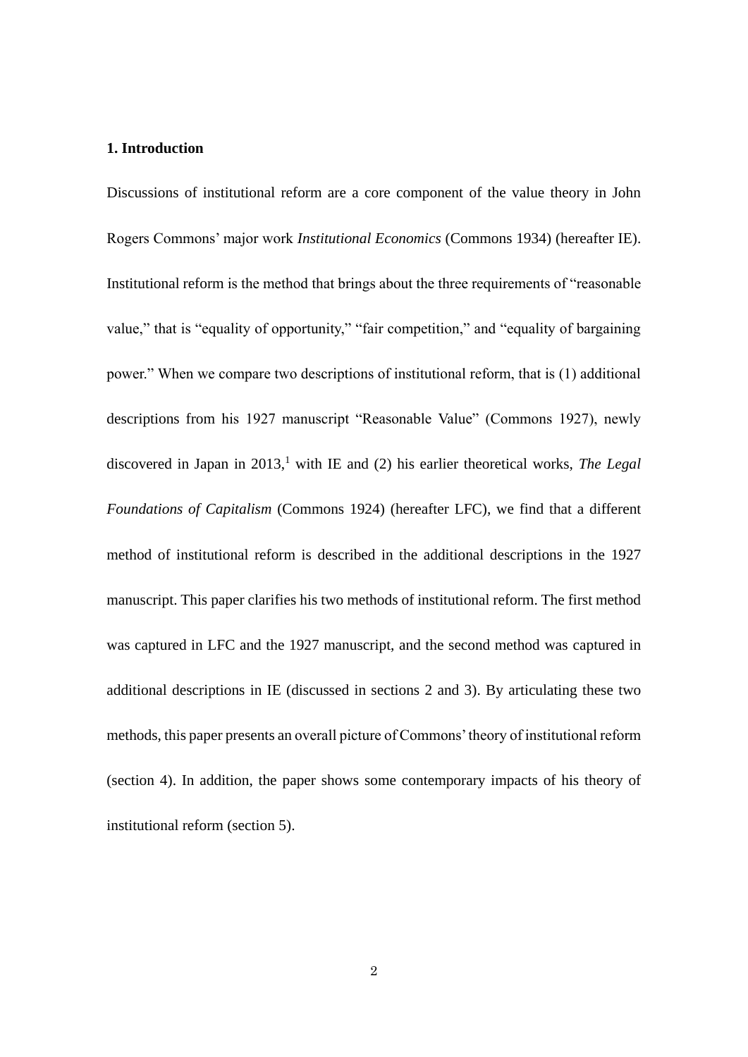## 1. Introduction

Discussions of institutional reform are a core component of the value theory in John Rogers Commons' major work *Institutional Economics* (Commons 1934) (hereafter IE). Institutional reform is the method that brings about the three requirements of "reasonable value," that is "equality of opportunity," "fair competition," and "equality of bargaining power." When we compare two descriptions of institutional reform, that is (1) additional descriptions from his 1927 manuscript "Reasonable Value" (Commons 1927), newly discovered in Japan in 2013,[1] with IE and (2) his earlier theoretical works, *The Legal Foundations of Capitalism* (Commons 1924) (hereafter LFC), we find that a different method of institutional reform is described in the additional descriptions in the 1927 manuscript. This paper clarifies his two methods of institutional reform. The first method was captured in LFC and the 1927 manuscript, and the second method was captured in additional descriptions in IE (discussed in sections 2 and 3). By articulating these two methods, this paper presents an overall picture of Commons' theory of institutional reform (section 4). In addition, the paper shows some contemporary impacts of his theory of institutional reform (section 5).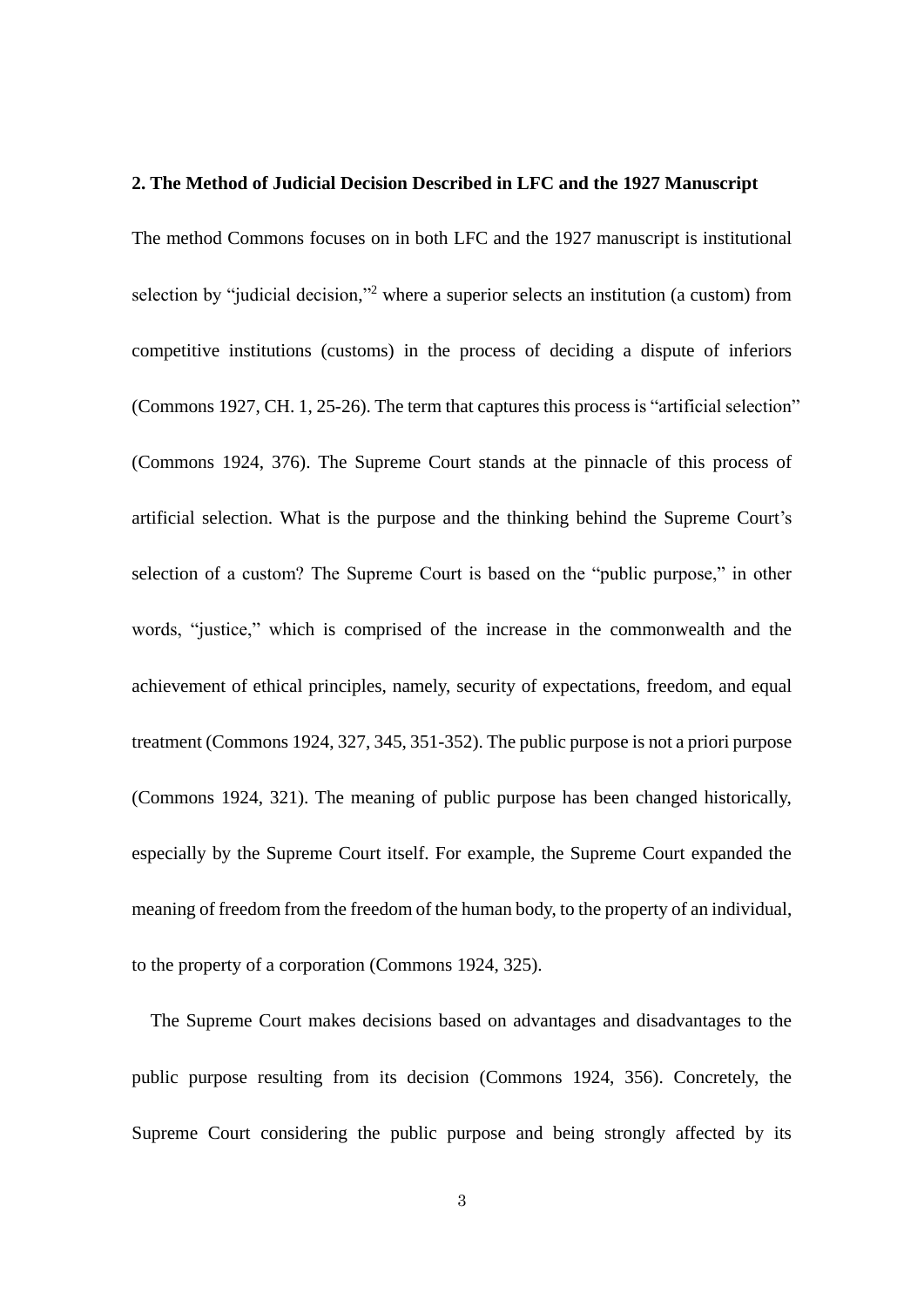**2. The Method of Judicial Decision Described in LFC and the 1927 Manuscript**

The method Commons focuses on in both LFC and the 1927 manuscript is institutional selection by "judicial decision,"[2] where a superior selects an institution (a custom) from competitive institutions (customs) in the process of deciding a dispute of inferiors (Commons 1927, CH. 1, 25-26). The term that captures this process is "artificial selection" (Commons 1924, 376). The Supreme Court stands at the pinnacle of this process of artificial selection. What is the purpose and the thinking behind the Supreme Court's selection of a custom? The Supreme Court is based on the "public purpose," in other words, "justice," which is comprised of the increase in the commonwealth and the achievement of ethical principles, namely, security of expectations, freedom, and equal treatment (Commons 1924, 327, 345, 351-352). The public purpose is not a priori purpose (Commons 1924, 321). The meaning of public purpose has been changed historically, especially by the Supreme Court itself. For example, the Supreme Court expanded the meaning of freedom from the freedom of the human body, to the property of an individual, to the property of a corporation (Commons 1924, 325).

The Supreme Court makes decisions based on advantages and disadvantages to the public purpose resulting from its decision (Commons 1924, 356). Concretely, the Supreme Court considering the public purpose and being strongly affected by its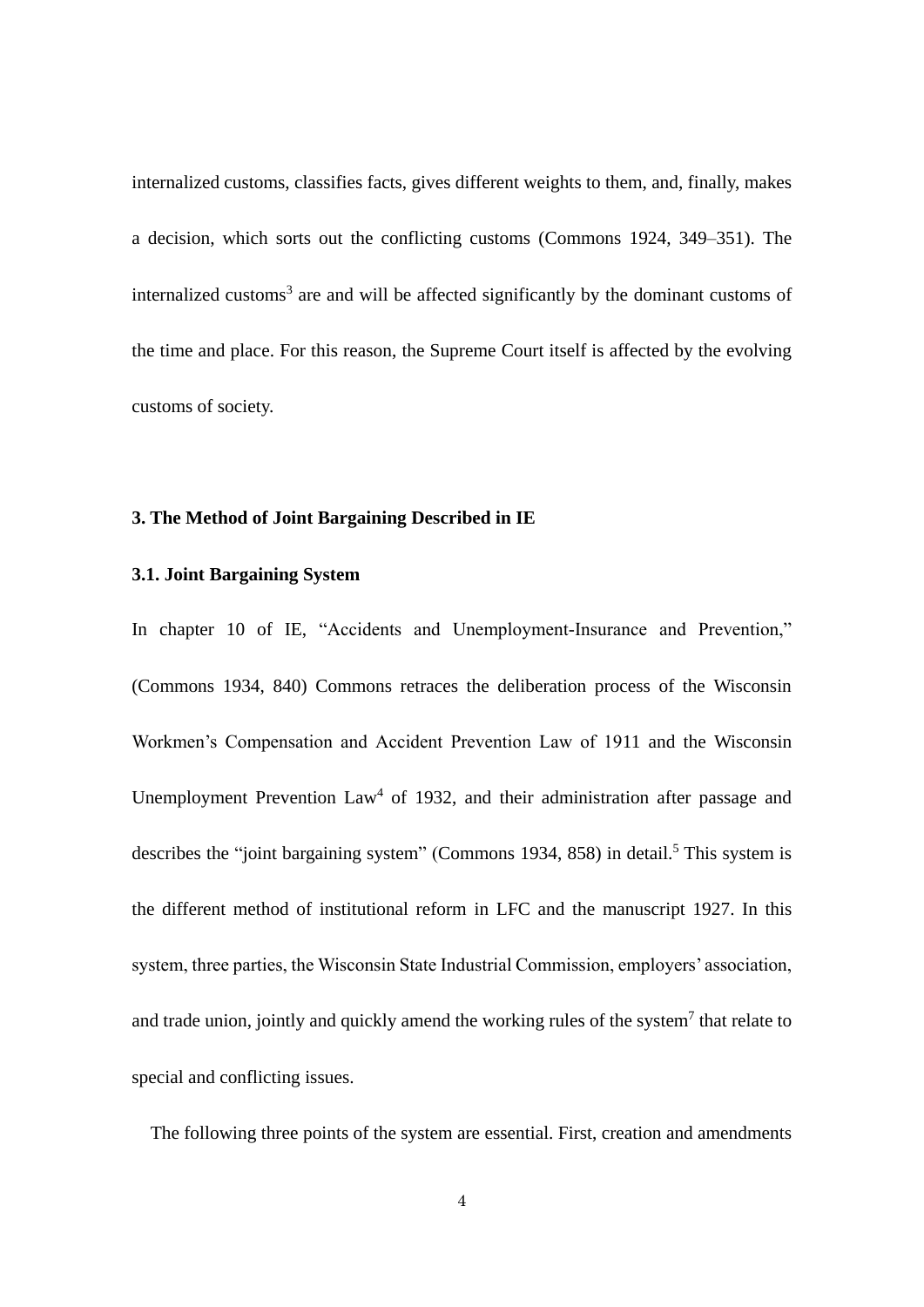internalized customs, classifies facts, gives different weights to them, and, finally, makes a decision, which sorts out the conflicting customs (Commons 1924, 349–351). The internalized customs[3] are and will be affected significantly by the dominant customs of the time and place. For this reason, the Supreme Court itself is affected by the evolving customs of society.

## 3. The Method of Joint Bargaining Described in IE

### 3.1. Joint Bargaining System

In chapter 10 of IE, "Accidents and Unemployment-Insurance and Prevention," (Commons 1934, 840) Commons retraces the deliberation process of the Wisconsin Workmen's Compensation and Accident Prevention Law of 1911 and the Wisconsin Unemployment Prevention Law[4] of 1932, and their administration after passage and describes the "joint bargaining system" (Commons 1934, 858) in detail.[5] This system is the different method of institutional reform in LFC and the manuscript 1927. In this system, three parties, the Wisconsin State Industrial Commission, employers' association, and trade union, jointly and quickly amend the working rules of the system[7] that relate to special and conflicting issues.

The following three points of the system are essential. First, creation and amendments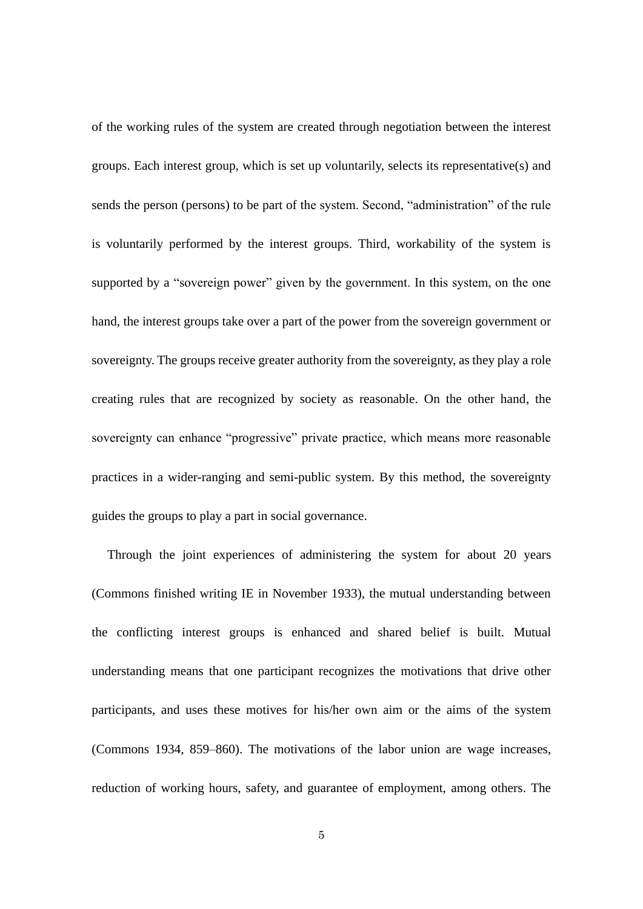of the working rules of the system are created through negotiation between the interest groups. Each interest group, which is set up voluntarily, selects its representative(s) and sends the person (persons) to be part of the system. Second, "administration" of the rule is voluntarily performed by the interest groups. Third, workability of the system is supported by a "sovereign power" given by the government. In this system, on the one hand, the interest groups take over a part of the power from the sovereign government or sovereignty. The groups receive greater authority from the sovereignty, as they play a role creating rules that are recognized by society as reasonable. On the other hand, the sovereignty can enhance "progressive" private practice, which means more reasonable practices in a wider-ranging and semi-public system. By this method, the sovereignty guides the groups to play a part in social governance.

Through the joint experiences of administering the system for about 20 years (Commons finished writing IE in November 1933), the mutual understanding between the conflicting interest groups is enhanced and shared belief is built. Mutual understanding means that one participant recognizes the motivations that drive other participants, and uses these motives for his/her own aim or the aims of the system (Commons 1934, 859–860). The motivations of the labor union are wage increases, reduction of working hours, safety, and guarantee of employment, among others. The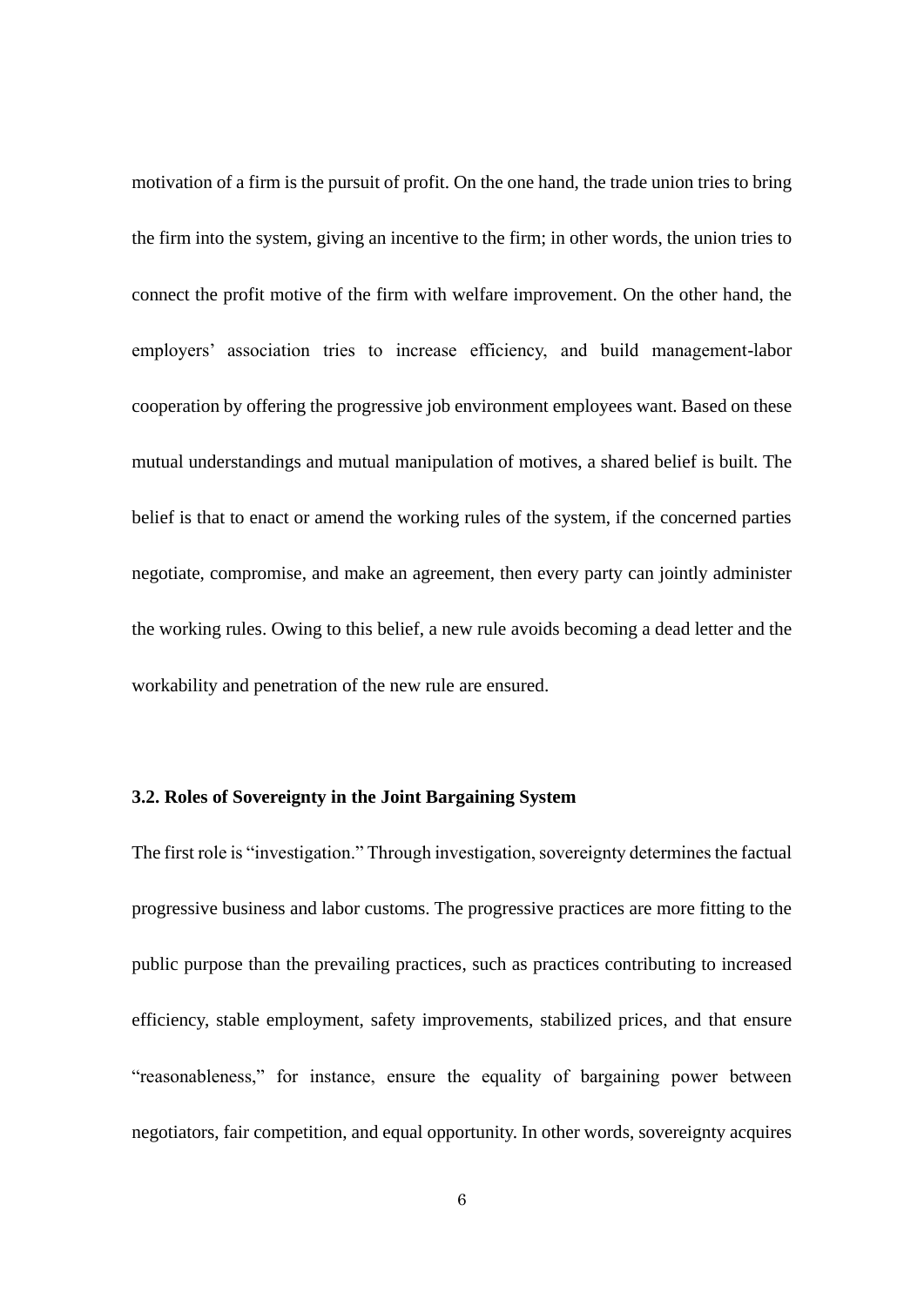motivation of a firm is the pursuit of profit. On the one hand, the trade union tries to bring the firm into the system, giving an incentive to the firm; in other words, the union tries to connect the profit motive of the firm with welfare improvement. On the other hand, the employers' association tries to increase efficiency, and build management-labor cooperation by offering the progressive job environment employees want. Based on these mutual understandings and mutual manipulation of motives, a shared belief is built. The belief is that to enact or amend the working rules of the system, if the concerned parties negotiate, compromise, and make an agreement, then every party can jointly administer the working rules. Owing to this belief, a new rule avoids becoming a dead letter and the workability and penetration of the new rule are ensured.

### 3.2. Roles of Sovereignty in the Joint Bargaining System

The first role is "investigation." Through investigation, sovereignty determines the factual progressive business and labor customs. The progressive practices are more fitting to the public purpose than the prevailing practices, such as practices contributing to increased efficiency, stable employment, safety improvements, stabilized prices, and that ensure "reasonableness," for instance, ensure the equality of bargaining power between negotiators, fair competition, and equal opportunity. In other words, sovereignty acquires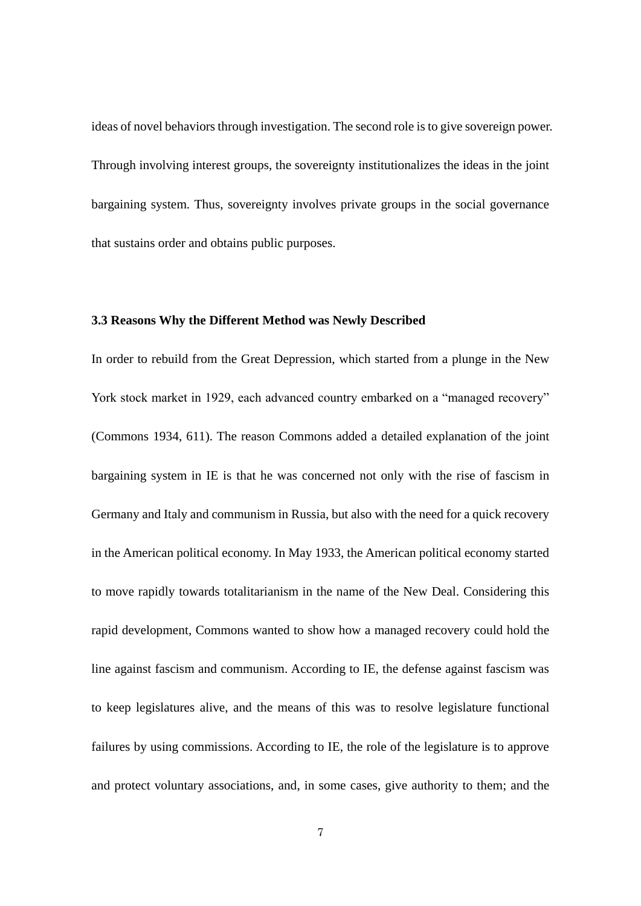ideas of novel behaviors through investigation. The second role is to give sovereign power. Through involving interest groups, the sovereignty institutionalizes the ideas in the joint bargaining system. Thus, sovereignty involves private groups in the social governance that sustains order and obtains public purposes.

### 3.3 Reasons Why the Different Method was Newly Described

In order to rebuild from the Great Depression, which started from a plunge in the New York stock market in 1929, each advanced country embarked on a "managed recovery" (Commons 1934, 611). The reason Commons added a detailed explanation of the joint bargaining system in IE is that he was concerned not only with the rise of fascism in Germany and Italy and communism in Russia, but also with the need for a quick recovery in the American political economy. In May 1933, the American political economy started to move rapidly towards totalitarianism in the name of the New Deal. Considering this rapid development, Commons wanted to show how a managed recovery could hold the line against fascism and communism. According to IE, the defense against fascism was to keep legislatures alive, and the means of this was to resolve legislature functional failures by using commissions. According to IE, the role of the legislature is to approve and protect voluntary associations, and, in some cases, give authority to them; and the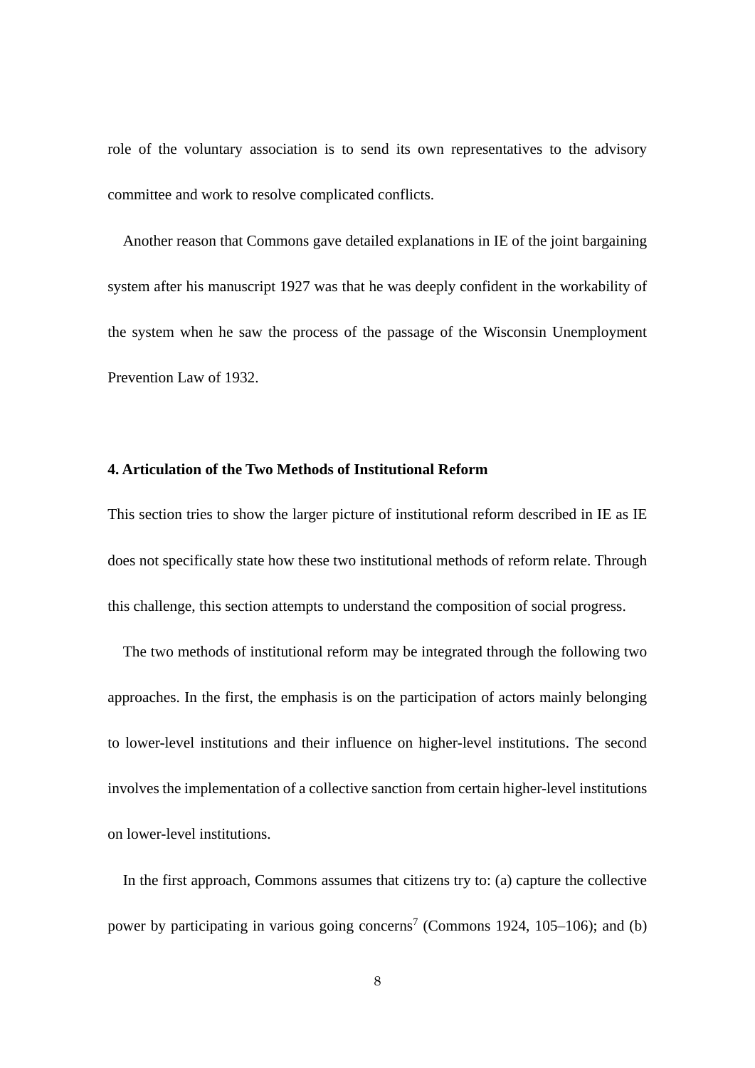role of the voluntary association is to send its own representatives to the advisory committee and work to resolve complicated conflicts.

Another reason that Commons gave detailed explanations in IE of the joint bargaining system after his manuscript 1927 was that he was deeply confident in the workability of the system when he saw the process of the passage of the Wisconsin Unemployment Prevention Law of 1932.

## 4. Articulation of the Two Methods of Institutional Reform

This section tries to show the larger picture of institutional reform described in IE as IE does not specifically state how these two institutional methods of reform relate. Through this challenge, this section attempts to understand the composition of social progress.

The two methods of institutional reform may be integrated through the following two approaches. In the first, the emphasis is on the participation of actors mainly belonging to lower-level institutions and their influence on higher-level institutions. The second involves the implementation of a collective sanction from certain higher-level institutions on lower-level institutions.

In the first approach, Commons assumes that citizens try to: (a) capture the collective power by participating in various going concerns[7] (Commons 1924, 105–106); and (b)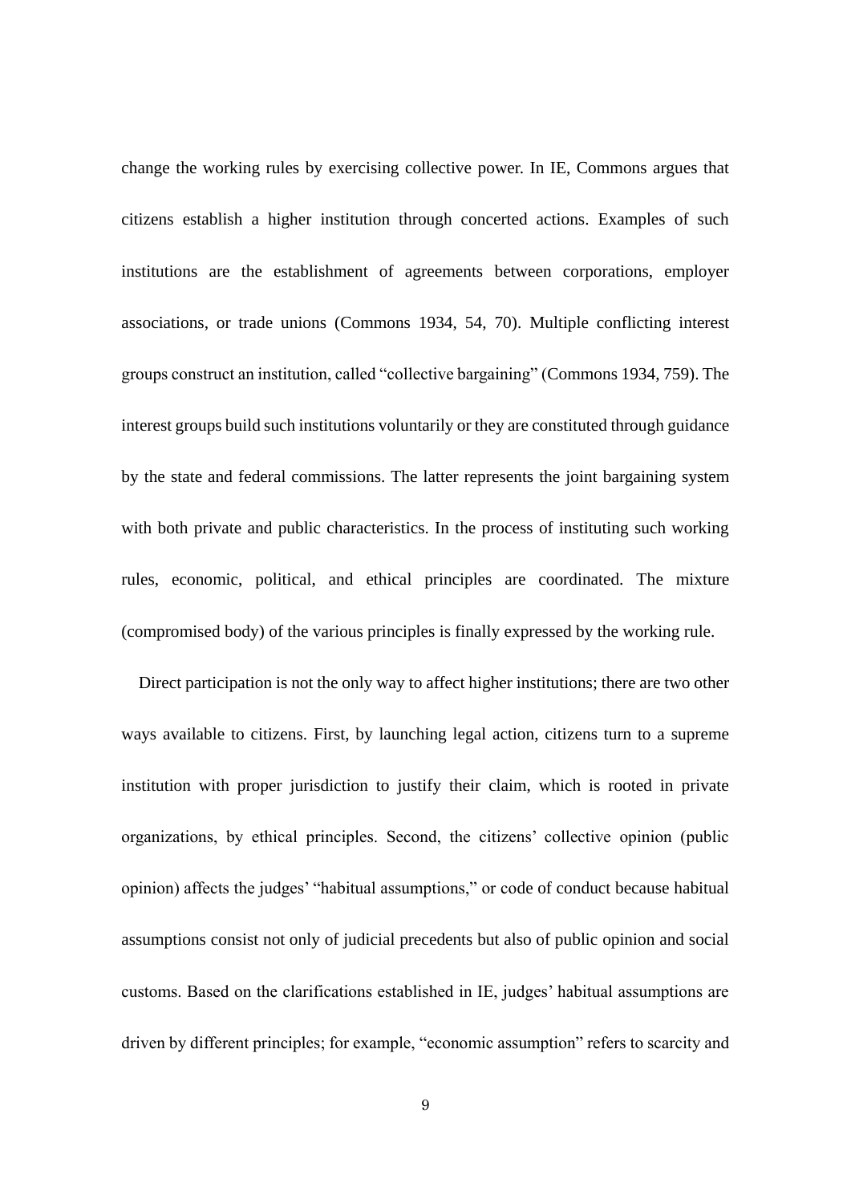change the working rules by exercising collective power. In IE, Commons argues that citizens establish a higher institution through concerted actions. Examples of such institutions are the establishment of agreements between corporations, employer associations, or trade unions (Commons 1934, 54, 70). Multiple conflicting interest groups construct an institution, called "collective bargaining" (Commons 1934, 759). The interest groups build such institutions voluntarily or they are constituted through guidance by the state and federal commissions. The latter represents the joint bargaining system with both private and public characteristics. In the process of instituting such working rules, economic, political, and ethical principles are coordinated. The mixture (compromised body) of the various principles is finally expressed by the working rule.

Direct participation is not the only way to affect higher institutions; there are two other ways available to citizens. First, by launching legal action, citizens turn to a supreme institution with proper jurisdiction to justify their claim, which is rooted in private organizations, by ethical principles. Second, the citizens' collective opinion (public opinion) affects the judges' "habitual assumptions," or code of conduct because habitual assumptions consist not only of judicial precedents but also of public opinion and social customs. Based on the clarifications established in IE, judges' habitual assumptions are driven by different principles; for example, "economic assumption" refers to scarcity and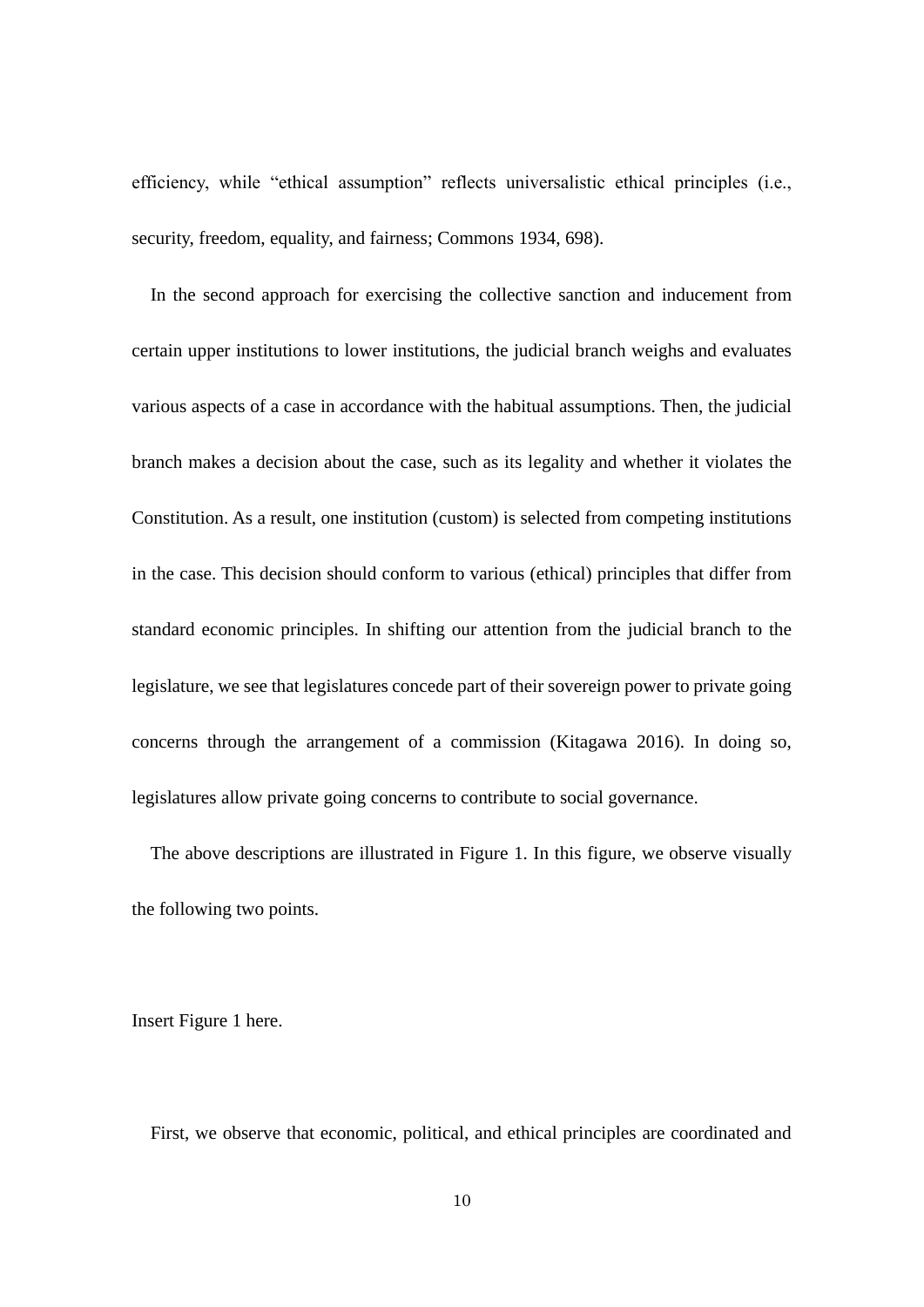efficiency, while "ethical assumption" reflects universalistic ethical principles (i.e., security, freedom, equality, and fairness; Commons 1934, 698).

In the second approach for exercising the collective sanction and inducement from certain upper institutions to lower institutions, the judicial branch weighs and evaluates various aspects of a case in accordance with the habitual assumptions. Then, the judicial branch makes a decision about the case, such as its legality and whether it violates the Constitution. As a result, one institution (custom) is selected from competing institutions in the case. This decision should conform to various (ethical) principles that differ from standard economic principles. In shifting our attention from the judicial branch to the legislature, we see that legislatures concede part of their sovereign power to private going concerns through the arrangement of a commission (Kitagawa 2016). In doing so, legislatures allow private going concerns to contribute to social governance.

The above descriptions are illustrated in Figure 1. In this figure, we observe visually the following two points.

Insert Figure 1 here.

First, we observe that economic, political, and ethical principles are coordinated and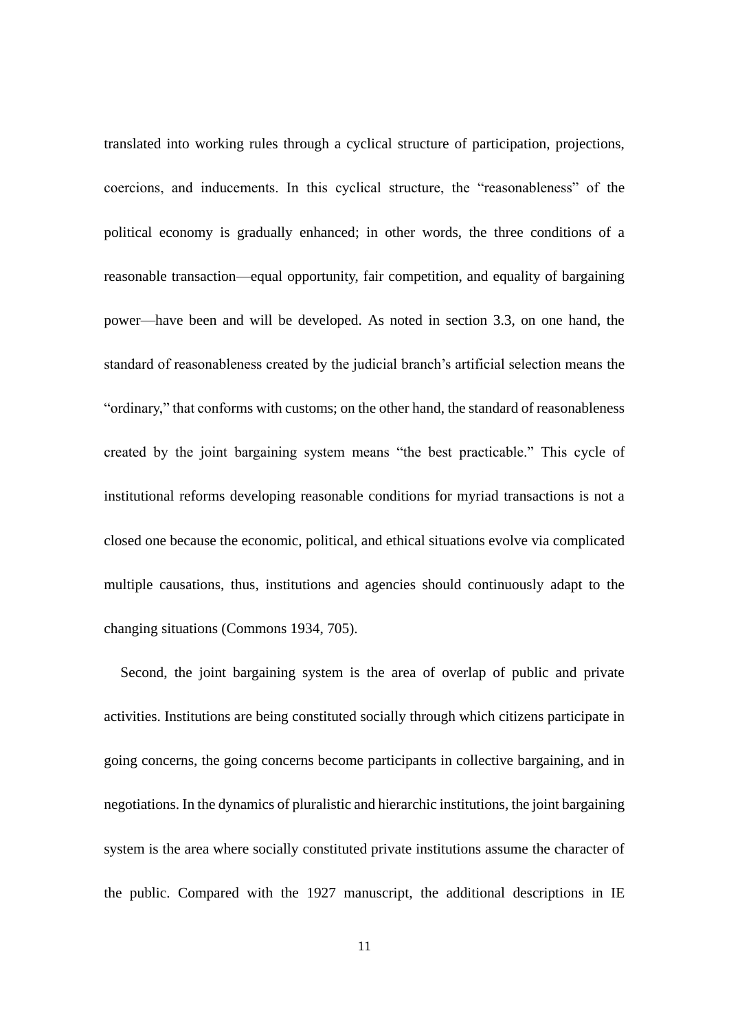translated into working rules through a cyclical structure of participation, projections, coercions, and inducements. In this cyclical structure, the "reasonableness" of the political economy is gradually enhanced; in other words, the three conditions of a reasonable transaction—equal opportunity, fair competition, and equality of bargaining power—have been and will be developed. As noted in section 3.3, on one hand, the standard of reasonableness created by the judicial branch's artificial selection means the "ordinary," that conforms with customs; on the other hand, the standard of reasonableness created by the joint bargaining system means "the best practicable." This cycle of institutional reforms developing reasonable conditions for myriad transactions is not a closed one because the economic, political, and ethical situations evolve via complicated multiple causations, thus, institutions and agencies should continuously adapt to the changing situations (Commons 1934, 705).

Second, the joint bargaining system is the area of overlap of public and private activities. Institutions are being constituted socially through which citizens participate in going concerns, the going concerns become participants in collective bargaining, and in negotiations. In the dynamics of pluralistic and hierarchic institutions, the joint bargaining system is the area where socially constituted private institutions assume the character of the public. Compared with the 1927 manuscript, the additional descriptions in IE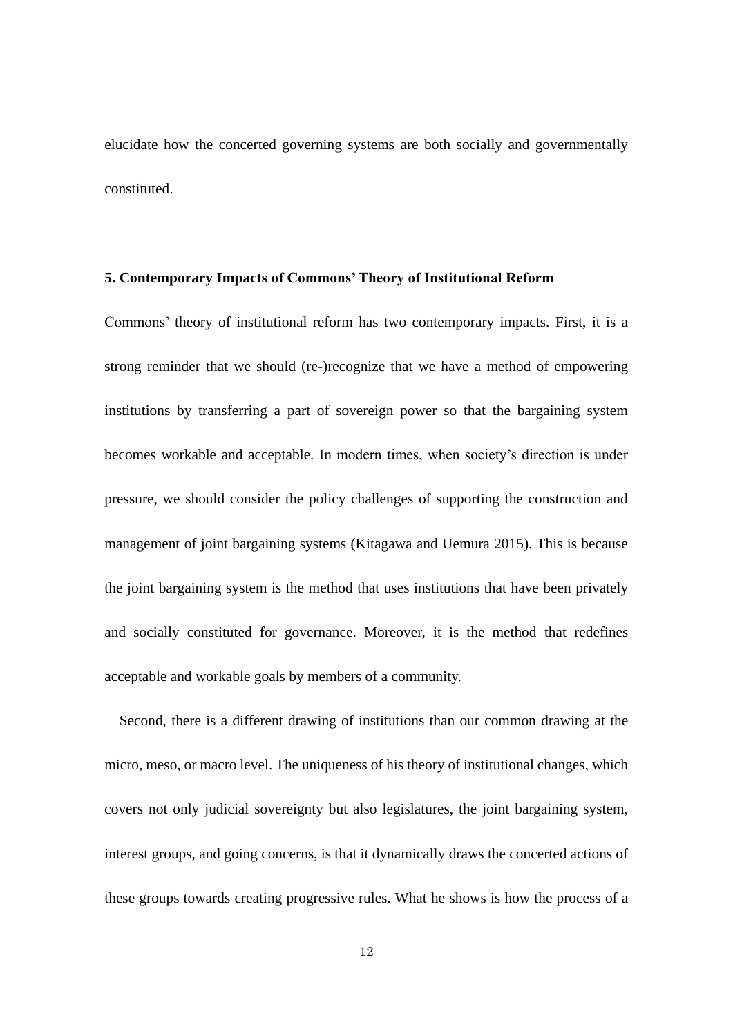elucidate how the concerted governing systems are both socially and governmentally constituted.

## 5. Contemporary Impacts of Commons' Theory of Institutional Reform

Commons' theory of institutional reform has two contemporary impacts. First, it is a strong reminder that we should (re-)recognize that we have a method of empowering institutions by transferring a part of sovereign power so that the bargaining system becomes workable and acceptable. In modern times, when society's direction is under pressure, we should consider the policy challenges of supporting the construction and management of joint bargaining systems (Kitagawa and Uemura 2015). This is because the joint bargaining system is the method that uses institutions that have been privately and socially constituted for governance. Moreover, it is the method that redefines acceptable and workable goals by members of a community.

Second, there is a different drawing of institutions than our common drawing at the micro, meso, or macro level. The uniqueness of his theory of institutional changes, which covers not only judicial sovereignty but also legislatures, the joint bargaining system, interest groups, and going concerns, is that it dynamically draws the concerted actions of these groups towards creating progressive rules. What he shows is how the process of a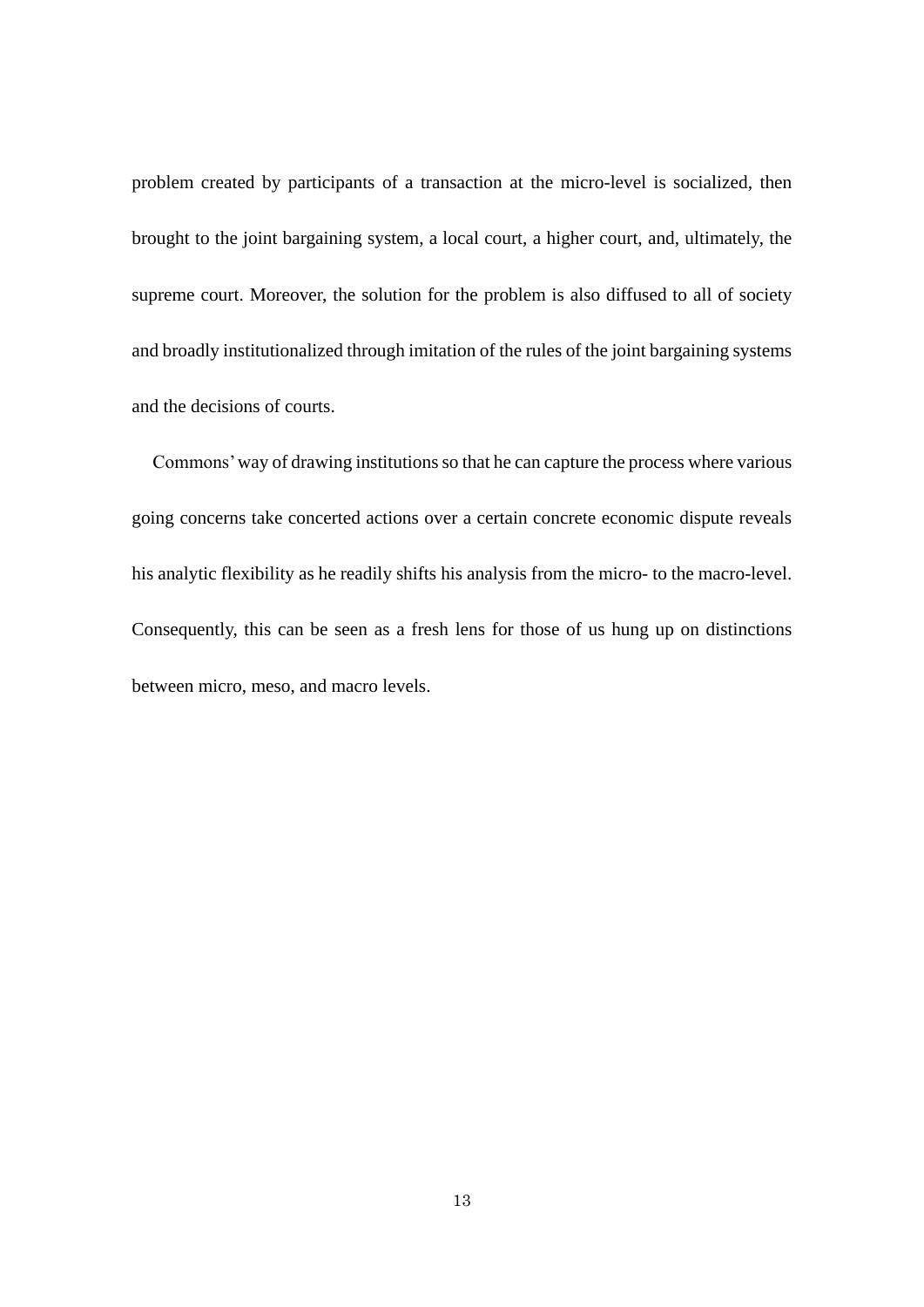problem created by participants of a transaction at the micro-level is socialized, then brought to the joint bargaining system, a local court, a higher court, and, ultimately, the supreme court. Moreover, the solution for the problem is also diffused to all of society and broadly institutionalized through imitation of the rules of the joint bargaining systems and the decisions of courts.

Commons' way of drawing institutions so that he can capture the process where various going concerns take concerted actions over a certain concrete economic dispute reveals his analytic flexibility as he readily shifts his analysis from the micro- to the macro-level. Consequently, this can be seen as a fresh lens for those of us hung up on distinctions between micro, meso, and macro levels.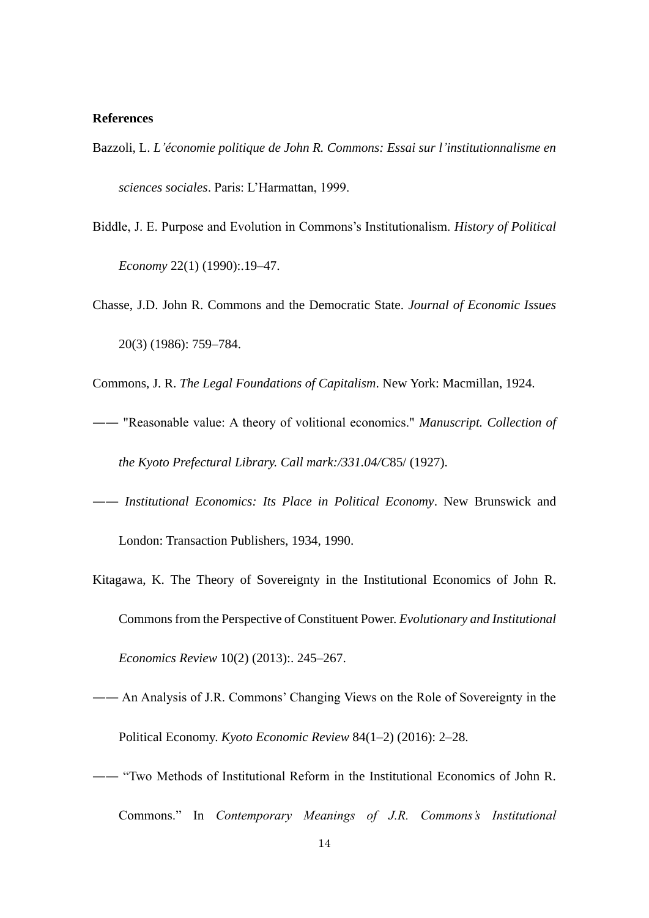**References**

Bazzoli, L. *L'économie politique de John R. Commons: Essai sur l'institutionnalisme en sciences sociales*. Paris: L'Harmattan, 1999.

Biddle, J. E. Purpose and Evolution in Commons's Institutionalism. *History of Political Economy* 22(1) (1990):.19–47.

Chasse, J.D. John R. Commons and the Democratic State. *Journal of Economic Issues* 20(3) (1986): 759–784.

Commons, J. R. *The Legal Foundations of Capitalism*. New York: Macmillan, 1924.

―― "Reasonable value: A theory of volitional economics." *Manuscript. Collection of the Kyoto Prefectural Library. Call mark:/331.04/C*85/ (1927).

―― *Institutional Economics: Its Place in Political Economy*. New Brunswick and London: Transaction Publishers, 1934, 1990.

Kitagawa, K. The Theory of Sovereignty in the Institutional Economics of John R. Commons from the Perspective of Constituent Power. *Evolutionary and Institutional Economics Review* 10(2) (2013):. 245–267.

―― An Analysis of J.R. Commons' Changing Views on the Role of Sovereignty in the Political Economy. *Kyoto Economic Review* 84(1–2) (2016): 2–28.

―― "Two Methods of Institutional Reform in the Institutional Economics of John R. Commons." In *Contemporary Meanings of J.R. Commons's Institutional*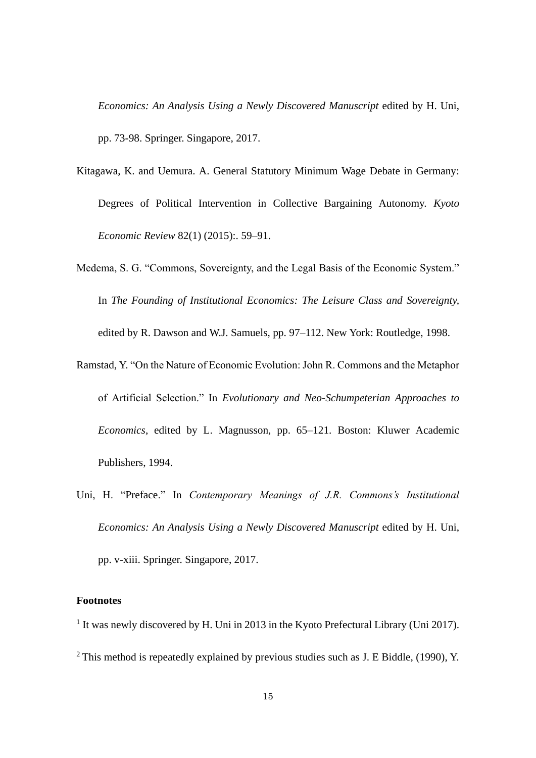*Economics: An Analysis Using a Newly Discovered Manuscript* edited by H. Uni, pp. 73-98. Springer. Singapore, 2017.

Kitagawa, K. and Uemura. A. General Statutory Minimum Wage Debate in Germany: Degrees of Political Intervention in Collective Bargaining Autonomy. *Kyoto Economic Review* 82(1) (2015):. 59–91.

Medema, S. G. "Commons, Sovereignty, and the Legal Basis of the Economic System." In *The Founding of Institutional Economics: The Leisure Class and Sovereignty*, edited by R. Dawson and W.J. Samuels, pp. 97–112. New York: Routledge, 1998.

Ramstad, Y. "On the Nature of Economic Evolution: John R. Commons and the Metaphor of Artificial Selection." In *Evolutionary and Neo-Schumpeterian Approaches to Economics*, edited by L. Magnusson, pp. 65–121. Boston: Kluwer Academic Publishers, 1994.

Uni, H. "Preface." In *Contemporary Meanings of J.R. Commons's Institutional Economics: An Analysis Using a Newly Discovered Manuscript* edited by H. Uni, pp. v-xiii. Springer. Singapore, 2017.

**Footnotes**

[1] It was newly discovered by H. Uni in 2013 in the Kyoto Prefectural Library (Uni 2017).

[2] This method is repeatedly explained by previous studies such as J. E Biddle, (1990), Y.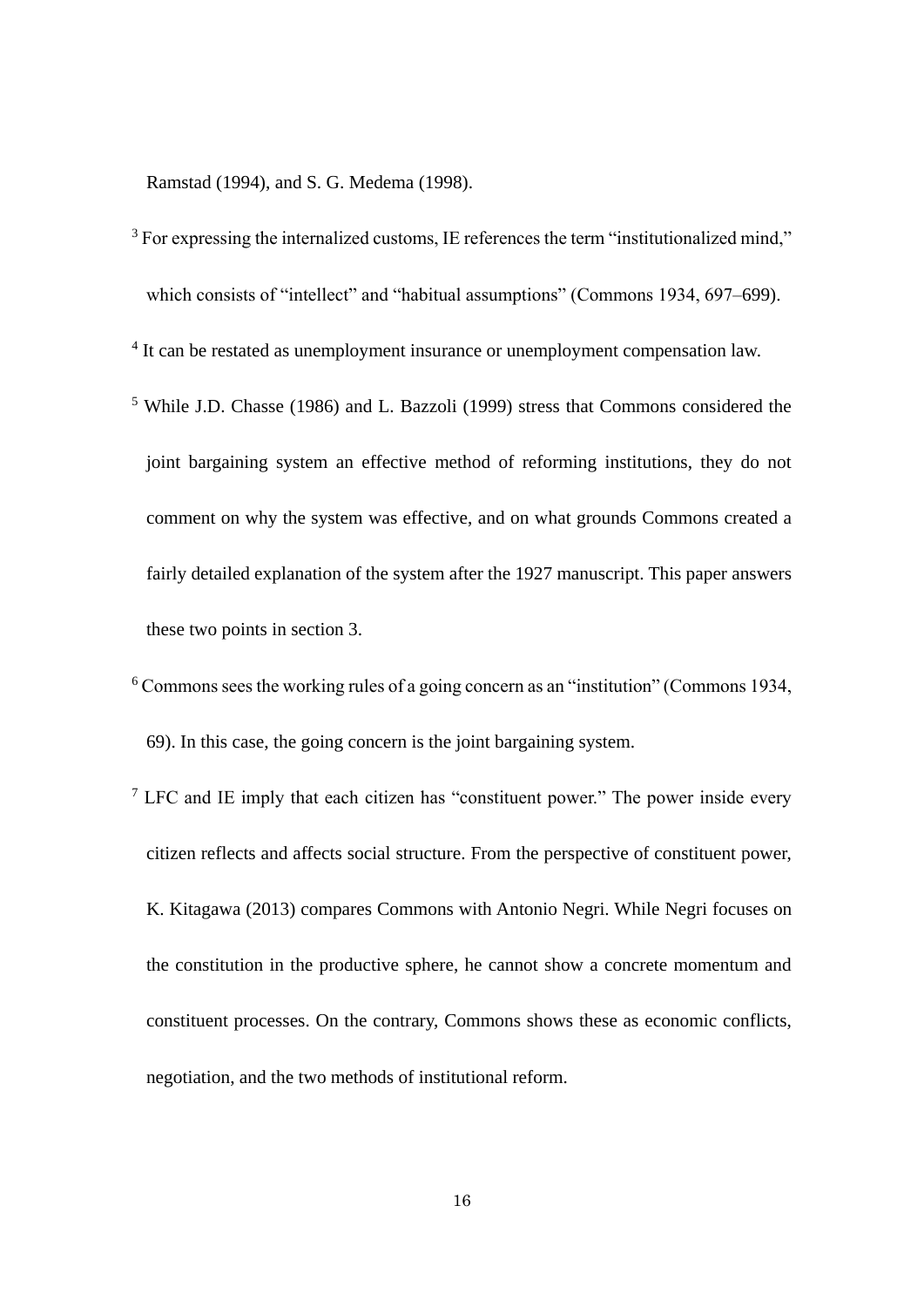Ramstad (1994), and S. G. Medema (1998).

[3] For expressing the internalized customs, IE references the term “institutionalized mind,” which consists of “intellect” and “habitual assumptions” (Commons 1934, 697–699).

[4] It can be restated as unemployment insurance or unemployment compensation law.

[5] While J.D. Chasse (1986) and L. Bazzoli (1999) stress that Commons considered the joint bargaining system an effective method of reforming institutions, they do not comment on why the system was effective, and on what grounds Commons created a fairly detailed explanation of the system after the 1927 manuscript. This paper answers these two points in section 3.

[6] Commons sees the working rules of a going concern as an “institution” (Commons 1934, 69). In this case, the going concern is the joint bargaining system.

[7] LFC and IE imply that each citizen has “constituent power.” The power inside every citizen reflects and affects social structure. From the perspective of constituent power, K. Kitagawa (2013) compares Commons with Antonio Negri. While Negri focuses on the constitution in the productive sphere, he cannot show a concrete momentum and constituent processes. On the contrary, Commons shows these as economic conflicts, negotiation, and the two methods of institutional reform.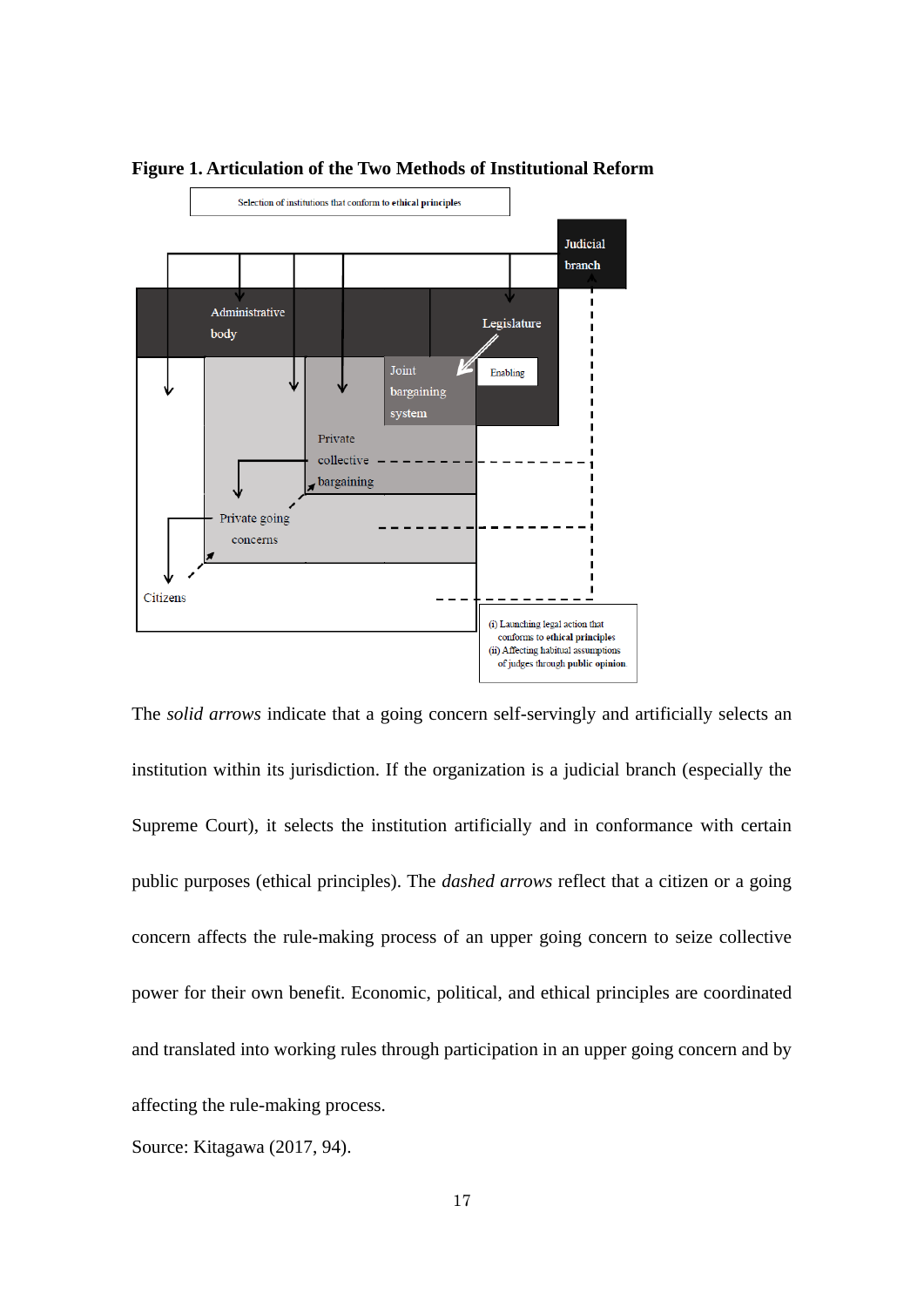**Figure 1. Articulation of the Two Methods of Institutional Reform**

Selection of institutions that conform to ethical principles

Judicial branch

Administrative body

Legislature

Joint bargaining system

Enabling

Private collective bargaining

Private going concerns

Citizens

(i) Launching legal action that conforms to ethical principles
(ii) Affecting habitual assumptions of judges through public opinion

The *solid arrows* indicate that a going concern self-servingly and artificially selects an institution within its jurisdiction. If the organization is a judicial branch (especially the Supreme Court), it selects the institution artificially and in conformance with certain public purposes (ethical principles). The *dashed arrows* reflect that a citizen or a going concern affects the rule-making process of an upper going concern to seize collective power for their own benefit. Economic, political, and ethical principles are coordinated and translated into working rules through participation in an upper going concern and by affecting the rule-making process.

Source: Kitagawa (2017, 94).